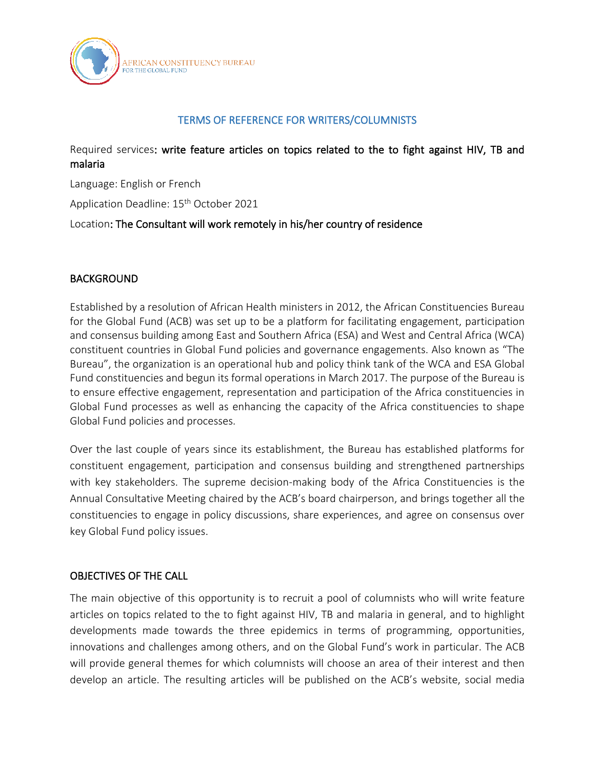AFRICAN CONSTITUENCY BUREAU
FOR THE GLOBAL FUND

# TERMS OF REFERENCE FOR WRITERS/COLUMNISTS

Required services: write feature articles on topics related to the to fight against HIV, TB and malaria

Language: English or French

Application Deadline: 15th October 2021

Location: The Consultant will work remotely in his/her country of residence

## BACKGROUND

Established by a resolution of African Health ministers in 2012, the African Constituencies Bureau for the Global Fund (ACB) was set up to be a platform for facilitating engagement, participation and consensus building among East and Southern Africa (ESA) and West and Central Africa (WCA) constituent countries in Global Fund policies and governance engagements. Also known as "The Bureau", the organization is an operational hub and policy think tank of the WCA and ESA Global Fund constituencies and begun its formal operations in March 2017. The purpose of the Bureau is to ensure effective engagement, representation and participation of the Africa constituencies in Global Fund processes as well as enhancing the capacity of the Africa constituencies to shape Global Fund policies and processes.

Over the last couple of years since its establishment, the Bureau has established platforms for constituent engagement, participation and consensus building and strengthened partnerships with key stakeholders. The supreme decision-making body of the Africa Constituencies is the Annual Consultative Meeting chaired by the ACB's board chairperson, and brings together all the constituencies to engage in policy discussions, share experiences, and agree on consensus over key Global Fund policy issues.

## OBJECTIVES OF THE CALL

The main objective of this opportunity is to recruit a pool of columnists who will write feature articles on topics related to the to fight against HIV, TB and malaria in general, and to highlight developments made towards the three epidemics in terms of programming, opportunities, innovations and challenges among others, and on the Global Fund's work in particular. The ACB will provide general themes for which columnists will choose an area of their interest and then develop an article. The resulting articles will be published on the ACB's website, social media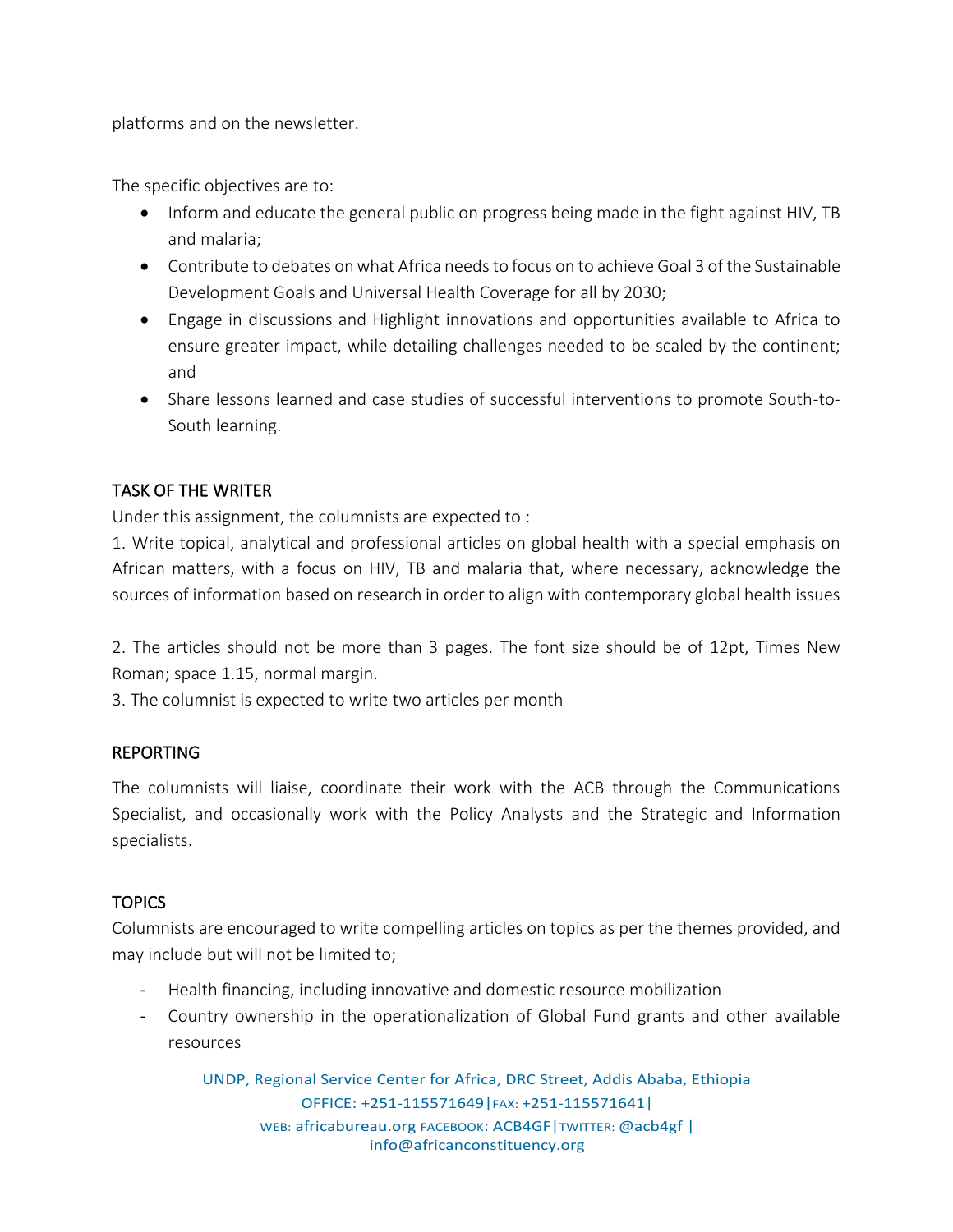platforms and on the newsletter.

The specific objectives are to:

- Inform and educate the general public on progress being made in the fight against HIV, TB and malaria;
- Contribute to debates on what Africa needs to focus on to achieve Goal 3 of the Sustainable Development Goals and Universal Health Coverage for all by 2030;
- Engage in discussions and Highlight innovations and opportunities available to Africa to ensure greater impact, while detailing challenges needed to be scaled by the continent; and
- Share lessons learned and case studies of successful interventions to promote South-to-South learning.

## TASK OF THE WRITER

Under this assignment, the columnists are expected to :

1. Write topical, analytical and professional articles on global health with a special emphasis on African matters, with a focus on HIV, TB and malaria that, where necessary, acknowledge the sources of information based on research in order to align with contemporary global health issues

2. The articles should not be more than 3 pages. The font size should be of 12pt, Times New Roman; space 1.15, normal margin.
3. The columnist is expected to write two articles per month

## REPORTING

The columnists will liaise, coordinate their work with the ACB through the Communications Specialist, and occasionally work with the Policy Analysts and the Strategic and Information specialists.

## TOPICS

Columnists are encouraged to write compelling articles on topics as per the themes provided, and may include but will not be limited to;

- Health financing, including innovative and domestic resource mobilization
- Country ownership in the operationalization of Global Fund grants and other available resources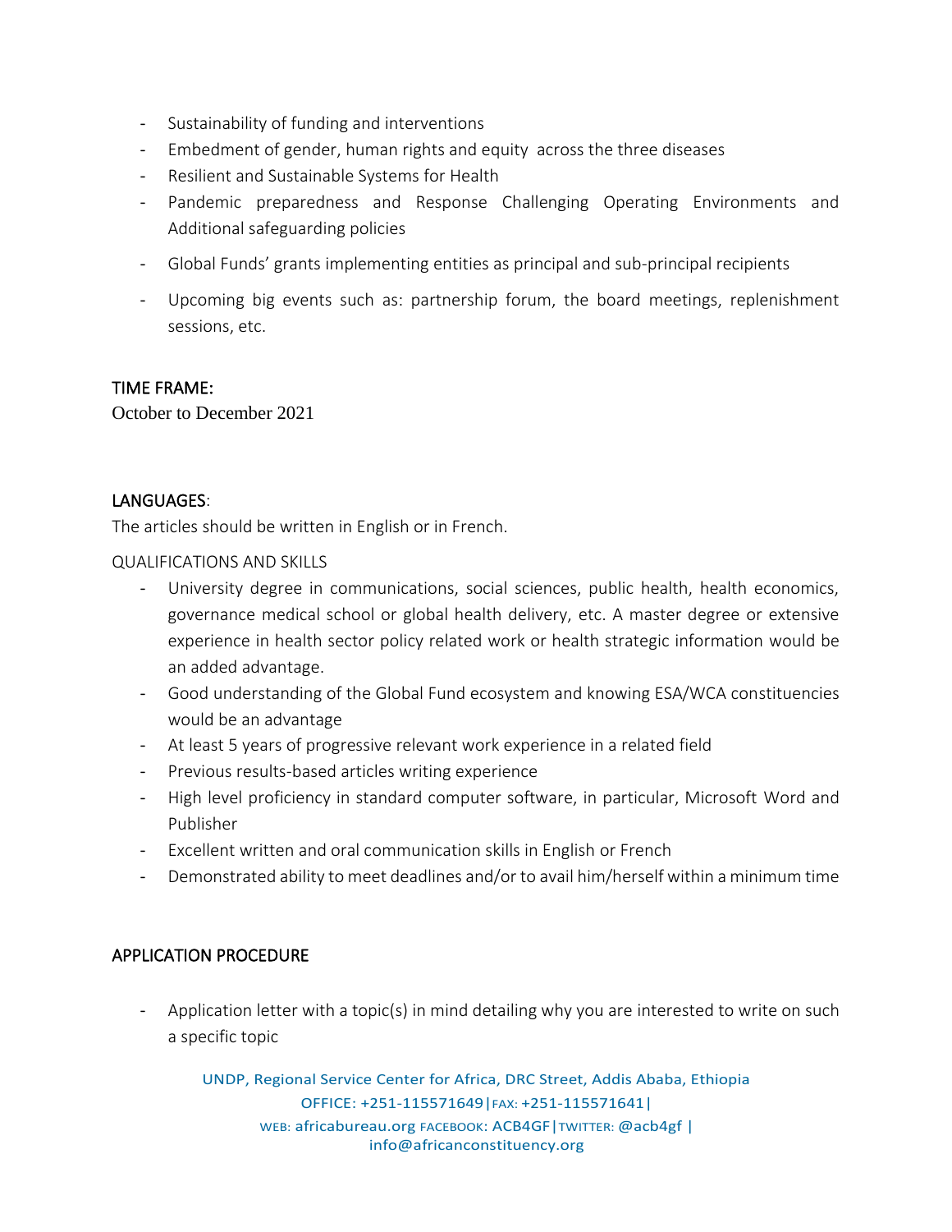- Sustainability of funding and interventions
- Embedment of gender, human rights and equity across the three diseases
- Resilient and Sustainable Systems for Health
- Pandemic preparedness and Response Challenging Operating Environments and Additional safeguarding policies
- Global Funds' grants implementing entities as principal and sub-principal recipients
- Upcoming big events such as: partnership forum, the board meetings, replenishment sessions, etc.

## TIME FRAME:

October to December 2021

## LANGUAGES:

The articles should be written in English or in French.

QUALIFICATIONS AND SKILLS

- University degree in communications, social sciences, public health, health economics, governance medical school or global health delivery, etc. A master degree or extensive experience in health sector policy related work or health strategic information would be an added advantage.
- Good understanding of the Global Fund ecosystem and knowing ESA/WCA constituencies would be an advantage
- At least 5 years of progressive relevant work experience in a related field
- Previous results-based articles writing experience
- High level proficiency in standard computer software, in particular, Microsoft Word and Publisher
- Excellent written and oral communication skills in English or French
- Demonstrated ability to meet deadlines and/or to avail him/herself within a minimum time

## APPLICATION PROCEDURE

- Application letter with a topic(s) in mind detailing why you are interested to write on such a specific topic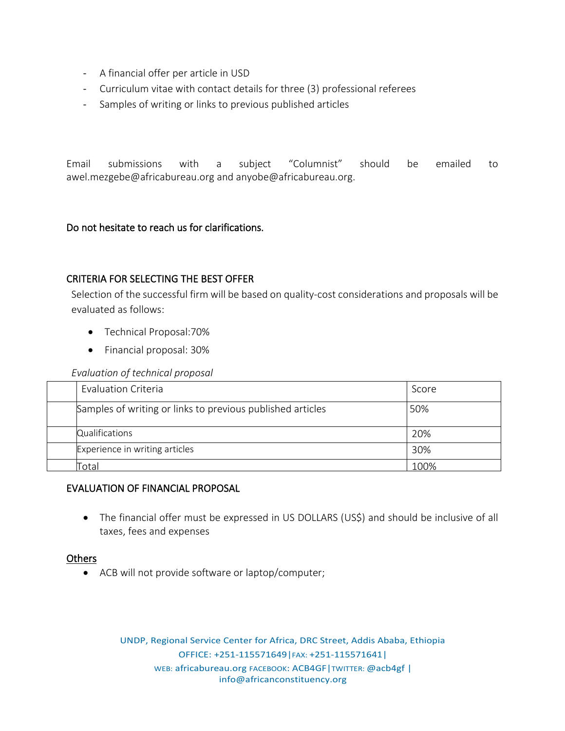- A financial offer per article in USD
- Curriculum vitae with contact details for three (3) professional referees
- Samples of writing or links to previous published articles

Email submissions with a subject "Columnist" should be emailed to awel.mezgebe@africabureau.org and anyobe@africabureau.org.

Do not hesitate to reach us for clarifications.

## CRITERIA FOR SELECTING THE BEST OFFER

Selection of the successful firm will be based on quality-cost considerations and proposals will be evaluated as follows:

- Technical Proposal:70%
- Financial proposal: 30%

*Evaluation of technical proposal*

| | Evaluation Criteria | Score |
|---|---|---|
| | Samples of writing or links to previous published articles | 50% |
| | Qualifications | 20% |
| | Experience in writing articles | 30% |
| | Total | 100% |

## EVALUATION OF FINANCIAL PROPOSAL

- The financial offer must be expressed in US DOLLARS (US$) and should be inclusive of all taxes, fees and expenses

## Others

- ACB will not provide software or laptop/computer;